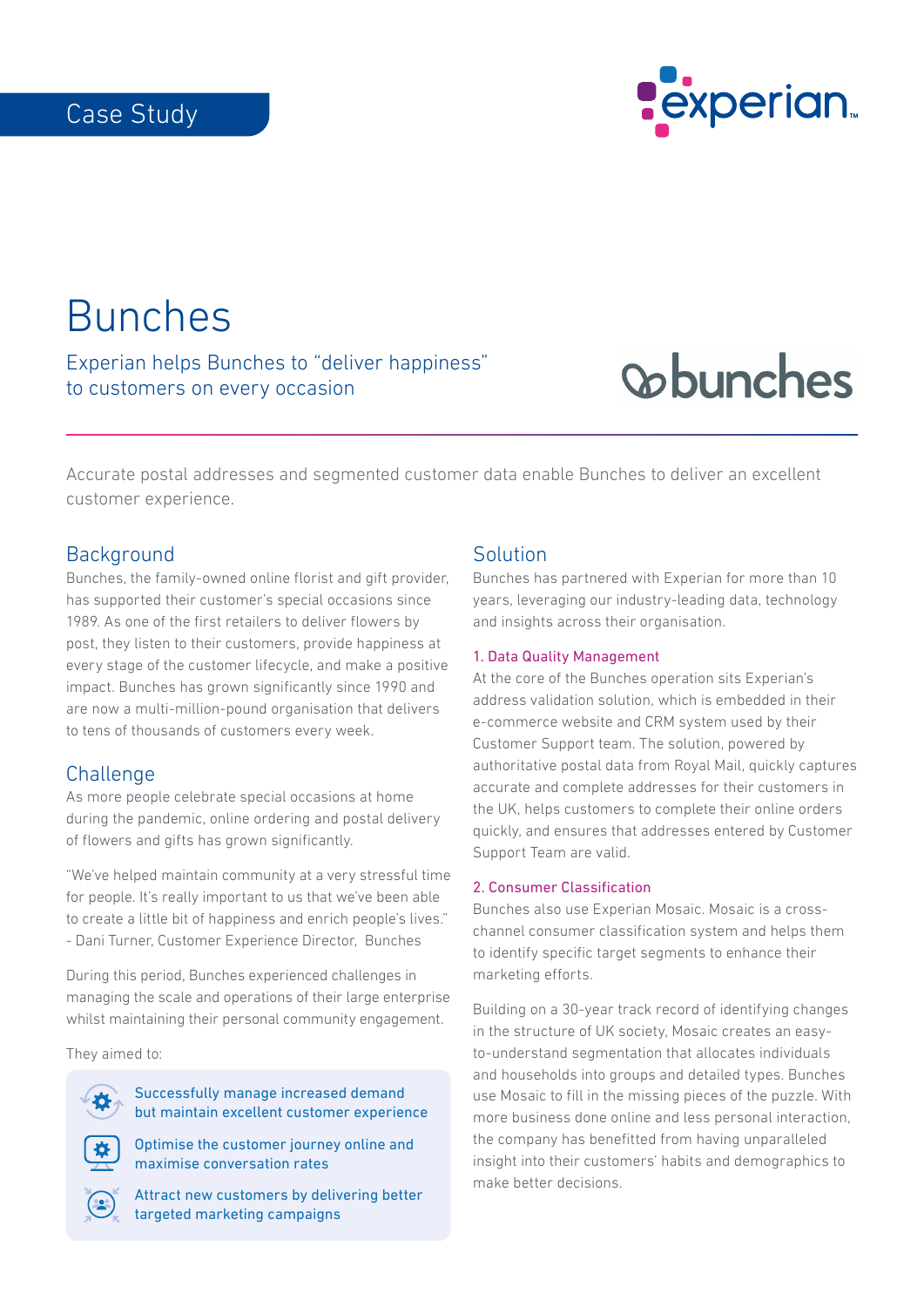Case Study

# Bunches

Experian helps Bunches to "deliver happiness" to customers on every occasion

Accurate postal addresses and segmented customer data enable Bunches to deliver an excellent customer experience.

## Background

Bunches, the family-owned online florist and gift provider, has supported their customer's special occasions since 1989. As one of the first retailers to deliver flowers by post, they listen to their customers, provide happiness at every stage of the customer lifecycle, and make a positive impact. Bunches has grown significantly since 1990 and are now a multi-million-pound organisation that delivers to tens of thousands of customers every week.

## Challenge

As more people celebrate special occasions at home during the pandemic, online ordering and postal delivery of flowers and gifts has grown significantly.

"We've helped maintain community at a very stressful time for people. It's really important to us that we've been able to create a little bit of happiness and enrich people's lives."
- Dani Turner, Customer Experience Director, Bunches

During this period, Bunches experienced challenges in managing the scale and operations of their large enterprise whilst maintaining their personal community engagement.

They aimed to:

- Successfully manage increased demand but maintain excellent customer experience
- Optimise the customer journey online and maximise conversation rates
- Attract new customers by delivering better targeted marketing campaigns

## Solution

Bunches has partnered with Experian for more than 10 years, leveraging our industry-leading data, technology and insights across their organisation.

### 1. Data Quality Management

At the core of the Bunches operation sits Experian's address validation solution, which is embedded in their e-commerce website and CRM system used by their Customer Support team. The solution, powered by authoritative postal data from Royal Mail, quickly captures accurate and complete addresses for their customers in the UK, helps customers to complete their online orders quickly, and ensures that addresses entered by Customer Support Team are valid.

### 2. Consumer Classification

Bunches also use Experian Mosaic. Mosaic is a cross-channel consumer classification system and helps them to identify specific target segments to enhance their marketing efforts.

Building on a 30-year track record of identifying changes in the structure of UK society, Mosaic creates an easy-to-understand segmentation that allocates individuals and households into groups and detailed types. Bunches use Mosaic to fill in the missing pieces of the puzzle. With more business done online and less personal interaction, the company has benefitted from having unparalleled insight into their customers' habits and demographics to make better decisions.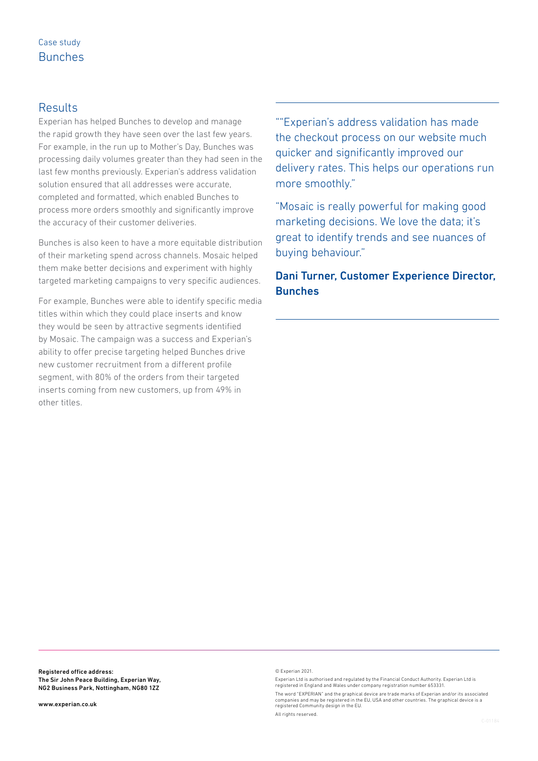## Results

Experian has helped Bunches to develop and manage the rapid growth they have seen over the last few years. For example, in the run up to Mother's Day, Bunches was processing daily volumes greater than they had seen in the last few months previously. Experian's address validation solution ensured that all addresses were accurate, completed and formatted, which enabled Bunches to process more orders smoothly and significantly improve the accuracy of their customer deliveries.

Bunches is also keen to have a more equitable distribution of their marketing spend across channels. Mosaic helped them make better decisions and experiment with highly targeted marketing campaigns to very specific audiences.

For example, Bunches were able to identify specific media titles within which they could place inserts and know they would be seen by attractive segments identified by Mosaic. The campaign was a success and Experian's ability to offer precise targeting helped Bunches drive new customer recruitment from a different profile segment, with 80% of the orders from their targeted inserts coming from new customers, up from 49% in other titles.

""Experian's address validation has made the checkout process on our website much quicker and significantly improved our delivery rates. This helps our operations run more smoothly."

"Mosaic is really powerful for making good marketing decisions. We love the data; it's great to identify trends and see nuances of buying behaviour."

**Dani Turner, Customer Experience Director, Bunches**

**Registered office address:**
**The Sir John Peace Building, Experian Way, NG2 Business Park, Nottingham, NG80 1ZZ**

**www.experian.co.uk**

© Experian 2021.

Experian Ltd is authorised and regulated by the Financial Conduct Authority. Experian Ltd is registered in England and Wales under company registration number 653331.

The word "EXPERIAN" and the graphical device are trade marks of Experian and/or its associated companies and may be registered in the EU, USA and other countries. The graphical device is a registered Community design in the EU.

All rights reserved.

C-01184